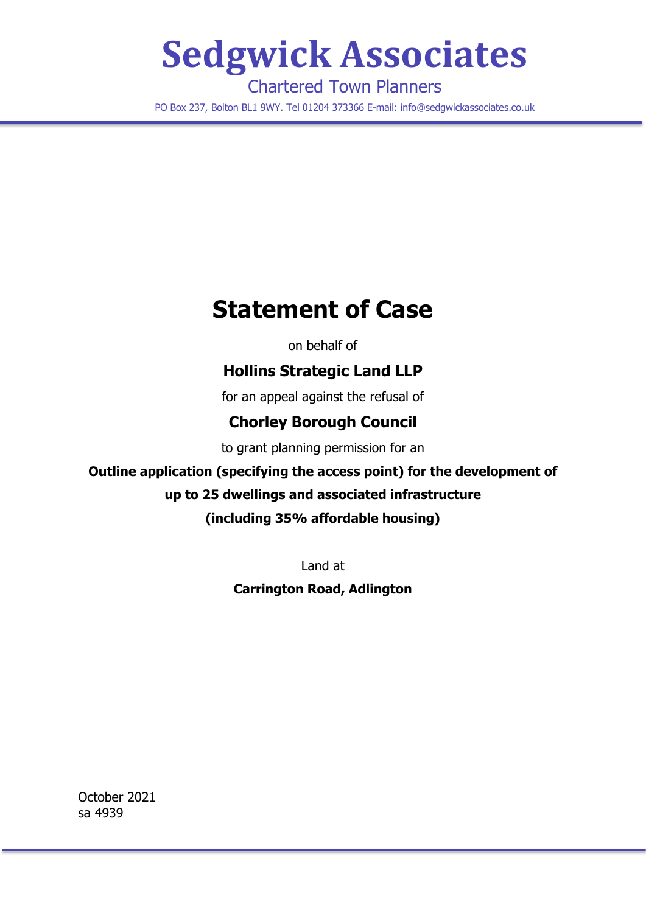# Sedgwick Associates

Chartered Town Planners

PO Box 237, Bolton BL1 9WY. Tel 01204 373366 E-mail: info@sedgwickassociates.co.uk

## Statement of Case

on behalf of

**Hollins Strategic Land LLP**

for an appeal against the refusal of

**Chorley Borough Council**

to grant planning permission for an

**Outline application (specifying the access point) for the development of up to 25 dwellings and associated infrastructure (including 35% affordable housing)**

Land at

**Carrington Road, Adlington**

October 2021
sa 4939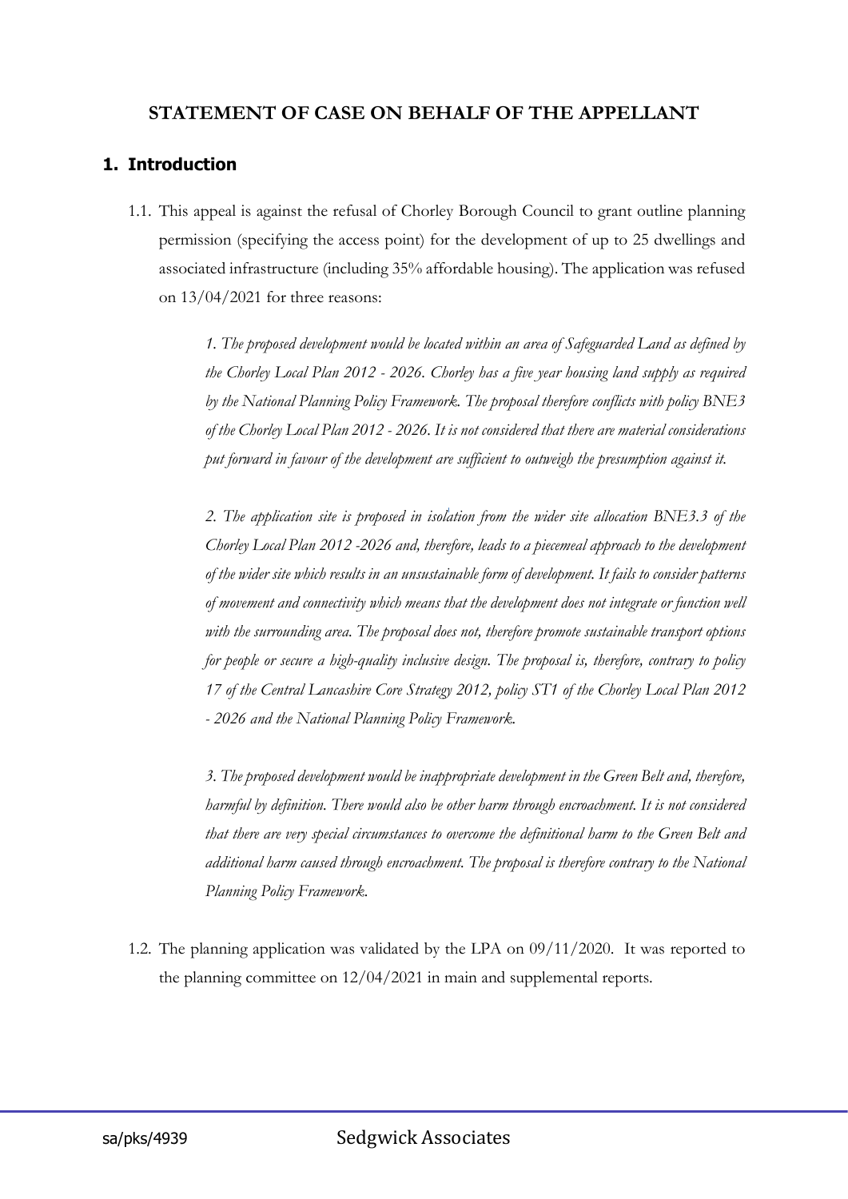## STATEMENT OF CASE ON BEHALF OF THE APPELLANT

### 1. Introduction

1.1. This appeal is against the refusal of Chorley Borough Council to grant outline planning permission (specifying the access point) for the development of up to 25 dwellings and associated infrastructure (including 35% affordable housing). The application was refused on 13/04/2021 for three reasons:

> *1. The proposed development would be located within an area of Safeguarded Land as defined by the Chorley Local Plan 2012 - 2026. Chorley has a five year housing land supply as required by the National Planning Policy Framework. The proposal therefore conflicts with policy BNE3 of the Chorley Local Plan 2012 - 2026. It is not considered that there are material considerations put forward in favour of the development are sufficient to outweigh the presumption against it.*
>
> *2. The application site is proposed in isolation from the wider site allocation BNE3.3 of the Chorley Local Plan 2012 -2026 and, therefore, leads to a piecemeal approach to the development of the wider site which results in an unsustainable form of development. It fails to consider patterns of movement and connectivity which means that the development does not integrate or function well with the surrounding area. The proposal does not, therefore promote sustainable transport options for people or secure a high-quality inclusive design. The proposal is, therefore, contrary to policy 17 of the Central Lancashire Core Strategy 2012, policy ST1 of the Chorley Local Plan 2012 - 2026 and the National Planning Policy Framework.*
>
> *3. The proposed development would be inappropriate development in the Green Belt and, therefore, harmful by definition. There would also be other harm through encroachment. It is not considered that there are very special circumstances to overcome the definitional harm to the Green Belt and additional harm caused through encroachment. The proposal is therefore contrary to the National Planning Policy Framework.*

1.2. The planning application was validated by the LPA on 09/11/2020. It was reported to the planning committee on 12/04/2021 in main and supplemental reports.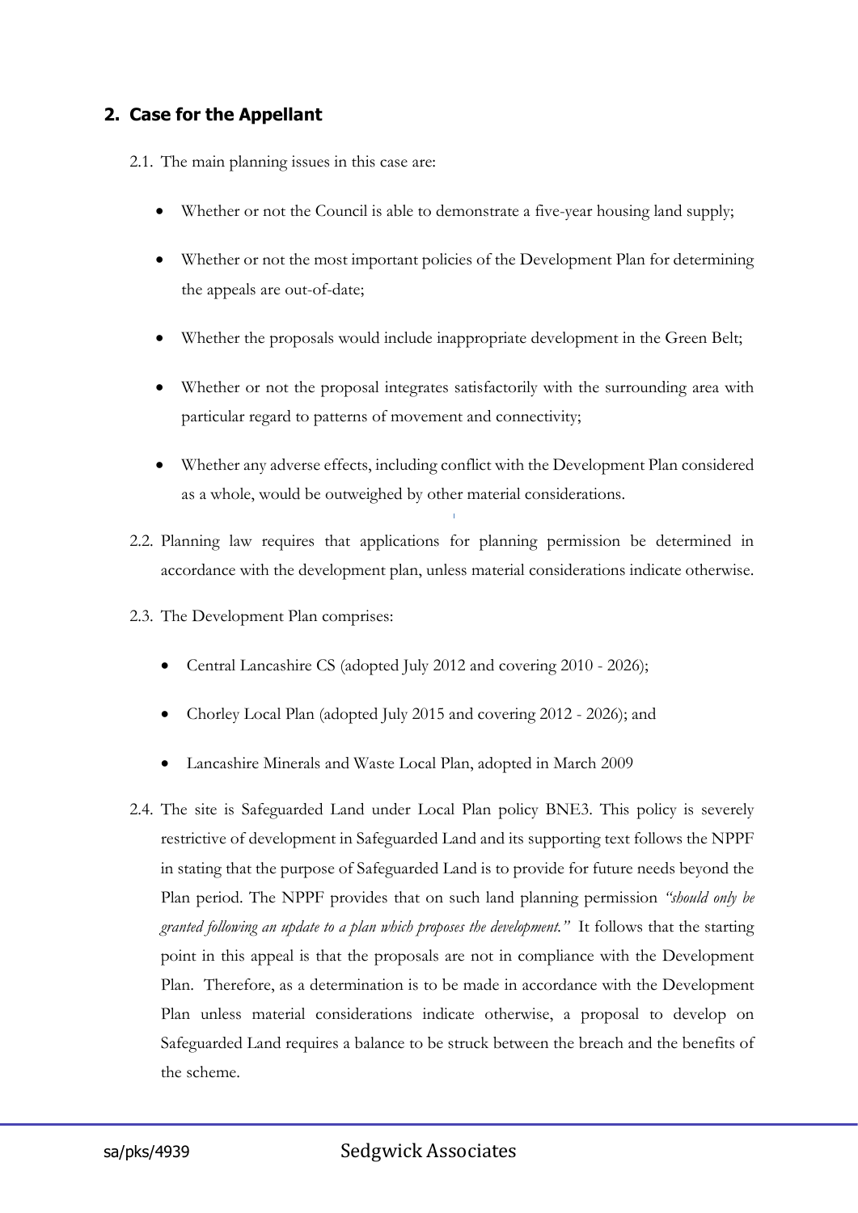## 2. Case for the Appellant

2.1. The main planning issues in this case are:

- Whether or not the Council is able to demonstrate a five-year housing land supply;
- Whether or not the most important policies of the Development Plan for determining the appeals are out-of-date;
- Whether the proposals would include inappropriate development in the Green Belt;
- Whether or not the proposal integrates satisfactorily with the surrounding area with particular regard to patterns of movement and connectivity;
- Whether any adverse effects, including conflict with the Development Plan considered as a whole, would be outweighed by other material considerations.

2.2. Planning law requires that applications for planning permission be determined in accordance with the development plan, unless material considerations indicate otherwise.

2.3. The Development Plan comprises:

- Central Lancashire CS (adopted July 2012 and covering 2010 - 2026);
- Chorley Local Plan (adopted July 2015 and covering 2012 - 2026); and
- Lancashire Minerals and Waste Local Plan, adopted in March 2009

2.4. The site is Safeguarded Land under Local Plan policy BNE3. This policy is severely restrictive of development in Safeguarded Land and its supporting text follows the NPPF in stating that the purpose of Safeguarded Land is to provide for future needs beyond the Plan period. The NPPF provides that on such land planning permission *"should only be granted following an update to a plan which proposes the development."* It follows that the starting point in this appeal is that the proposals are not in compliance with the Development Plan. Therefore, as a determination is to be made in accordance with the Development Plan unless material considerations indicate otherwise, a proposal to develop on Safeguarded Land requires a balance to be struck between the breach and the benefits of the scheme.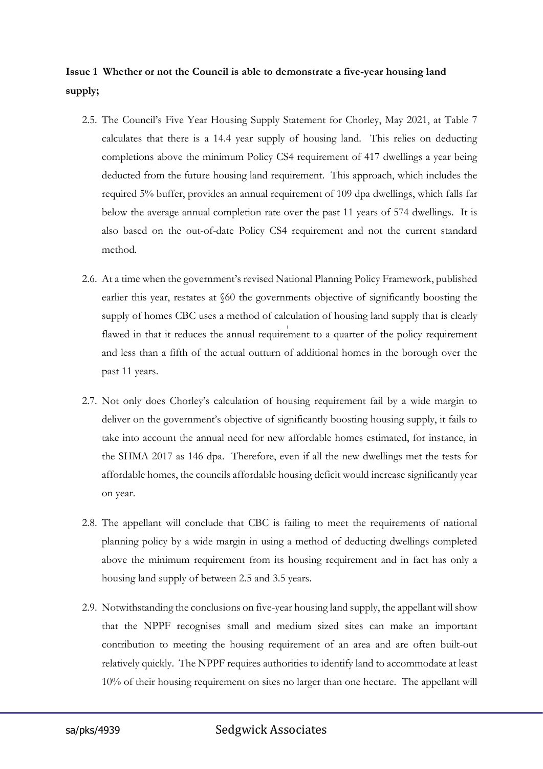**Issue 1 Whether or not the Council is able to demonstrate a five-year housing land supply;**

2.5. The Council's Five Year Housing Supply Statement for Chorley, May 2021, at Table 7 calculates that there is a 14.4 year supply of housing land. This relies on deducting completions above the minimum Policy CS4 requirement of 417 dwellings a year being deducted from the future housing land requirement. This approach, which includes the required 5% buffer, provides an annual requirement of 109 dpa dwellings, which falls far below the average annual completion rate over the past 11 years of 574 dwellings. It is also based on the out-of-date Policy CS4 requirement and not the current standard method.

2.6. At a time when the government's revised National Planning Policy Framework, published earlier this year, restates at §60 the governments objective of significantly boosting the supply of homes CBC uses a method of calculation of housing land supply that is clearly flawed in that it reduces the annual requirement to a quarter of the policy requirement and less than a fifth of the actual outturn of additional homes in the borough over the past 11 years.

2.7. Not only does Chorley's calculation of housing requirement fail by a wide margin to deliver on the government's objective of significantly boosting housing supply, it fails to take into account the annual need for new affordable homes estimated, for instance, in the SHMA 2017 as 146 dpa. Therefore, even if all the new dwellings met the tests for affordable homes, the councils affordable housing deficit would increase significantly year on year.

2.8. The appellant will conclude that CBC is failing to meet the requirements of national planning policy by a wide margin in using a method of deducting dwellings completed above the minimum requirement from its housing requirement and in fact has only a housing land supply of between 2.5 and 3.5 years.

2.9. Notwithstanding the conclusions on five-year housing land supply, the appellant will show that the NPPF recognises small and medium sized sites can make an important contribution to meeting the housing requirement of an area and are often built-out relatively quickly. The NPPF requires authorities to identify land to accommodate at least 10% of their housing requirement on sites no larger than one hectare. The appellant will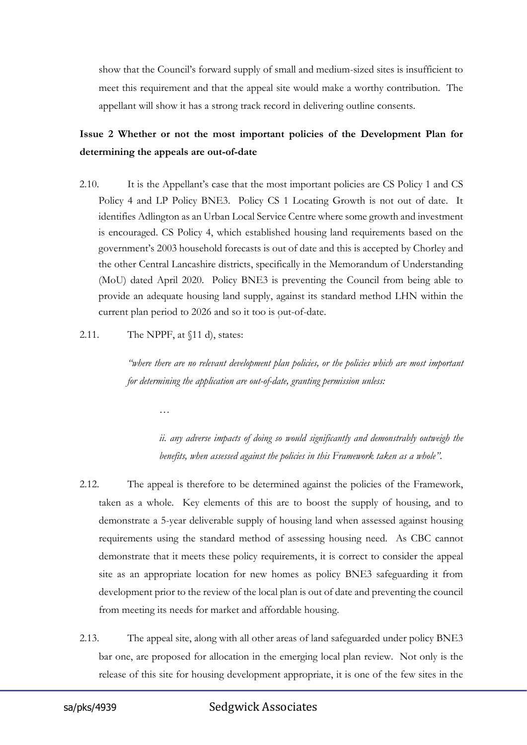show that the Council's forward supply of small and medium-sized sites is insufficient to meet this requirement and that the appeal site would make a worthy contribution. The appellant will show it has a strong track record in delivering outline consents.

**Issue 2 Whether or not the most important policies of the Development Plan for determining the appeals are out-of-date**

2.10. It is the Appellant's case that the most important policies are CS Policy 1 and CS Policy 4 and LP Policy BNE3. Policy CS 1 Locating Growth is not out of date. It identifies Adlington as an Urban Local Service Centre where some growth and investment is encouraged. CS Policy 4, which established housing land requirements based on the government's 2003 household forecasts is out of date and this is accepted by Chorley and the other Central Lancashire districts, specifically in the Memorandum of Understanding (MoU) dated April 2020. Policy BNE3 is preventing the Council from being able to provide an adequate housing land supply, against its standard method LHN within the current plan period to 2026 and so it too is out-of-date.

2.11. The NPPF, at §11 d), states:

> *"where there are no relevant development plan policies, or the policies which are most important for determining the application are out-of-date, granting permission unless:*
>
> …
>
> > *ii. any adverse impacts of doing so would significantly and demonstrably outweigh the benefits, when assessed against the policies in this Framework taken as a whole".*

2.12. The appeal is therefore to be determined against the policies of the Framework, taken as a whole. Key elements of this are to boost the supply of housing, and to demonstrate a 5-year deliverable supply of housing land when assessed against housing requirements using the standard method of assessing housing need. As CBC cannot demonstrate that it meets these policy requirements, it is correct to consider the appeal site as an appropriate location for new homes as policy BNE3 safeguarding it from development prior to the review of the local plan is out of date and preventing the council from meeting its needs for market and affordable housing.

2.13. The appeal site, along with all other areas of land safeguarded under policy BNE3 bar one, are proposed for allocation in the emerging local plan review. Not only is the release of this site for housing development appropriate, it is one of the few sites in the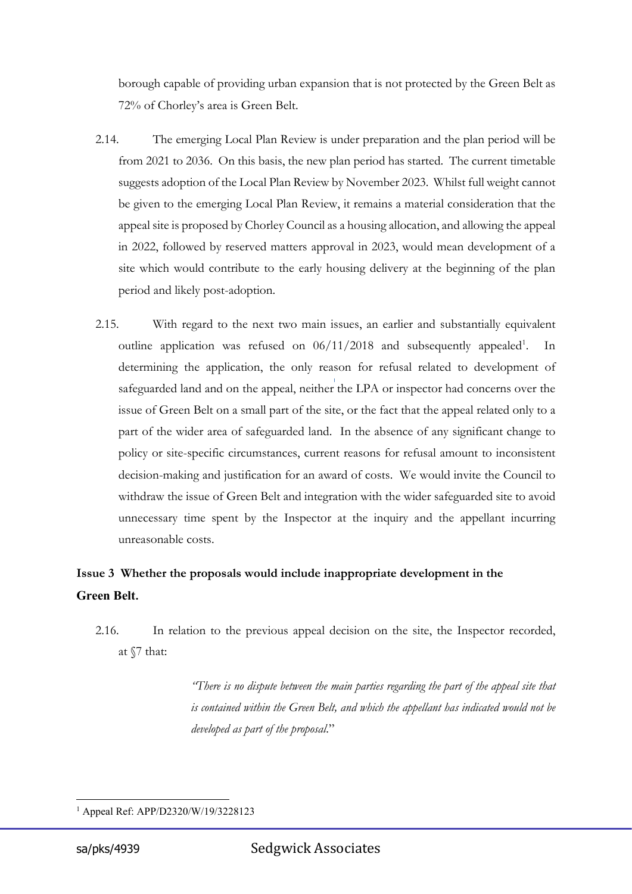borough capable of providing urban expansion that is not protected by the Green Belt as 72% of Chorley's area is Green Belt.

2.14. The emerging Local Plan Review is under preparation and the plan period will be from 2021 to 2036. On this basis, the new plan period has started. The current timetable suggests adoption of the Local Plan Review by November 2023. Whilst full weight cannot be given to the emerging Local Plan Review, it remains a material consideration that the appeal site is proposed by Chorley Council as a housing allocation, and allowing the appeal in 2022, followed by reserved matters approval in 2023, would mean development of a site which would contribute to the early housing delivery at the beginning of the plan period and likely post-adoption.

2.15. With regard to the next two main issues, an earlier and substantially equivalent outline application was refused on 06/11/2018 and subsequently appealed[1]. In determining the application, the only reason for refusal related to development of safeguarded land and on the appeal, neither the LPA or inspector had concerns over the issue of Green Belt on a small part of the site, or the fact that the appeal related only to a part of the wider area of safeguarded land. In the absence of any significant change to policy or site-specific circumstances, current reasons for refusal amount to inconsistent decision-making and justification for an award of costs. We would invite the Council to withdraw the issue of Green Belt and integration with the wider safeguarded site to avoid unnecessary time spent by the Inspector at the inquiry and the appellant incurring unreasonable costs.

### Issue 3 Whether the proposals would include inappropriate development in the Green Belt.

2.16. In relation to the previous appeal decision on the site, the Inspector recorded, at §7 that:

> *"There is no dispute between the main parties regarding the part of the appeal site that is contained within the Green Belt, and which the appellant has indicated would not be developed as part of the proposal."*

[1] Appeal Ref: APP/D2320/W/19/3228123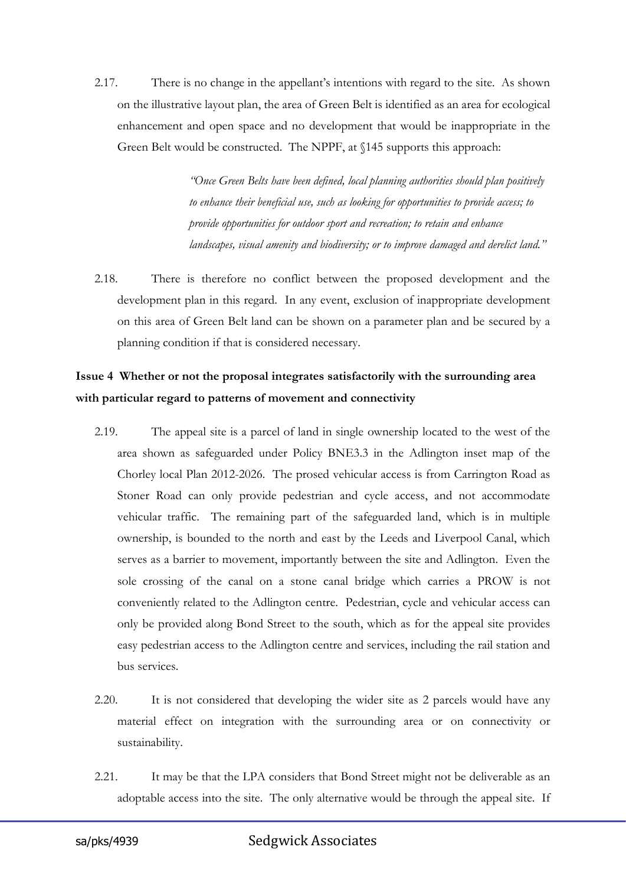2.17. There is no change in the appellant's intentions with regard to the site. As shown on the illustrative layout plan, the area of Green Belt is identified as an area for ecological enhancement and open space and no development that would be inappropriate in the Green Belt would be constructed. The NPPF, at §145 supports this approach:

> *"Once Green Belts have been defined, local planning authorities should plan positively to enhance their beneficial use, such as looking for opportunities to provide access; to provide opportunities for outdoor sport and recreation; to retain and enhance landscapes, visual amenity and biodiversity; or to improve damaged and derelict land."*

2.18. There is therefore no conflict between the proposed development and the development plan in this regard. In any event, exclusion of inappropriate development on this area of Green Belt land can be shown on a parameter plan and be secured by a planning condition if that is considered necessary.

**Issue 4 Whether or not the proposal integrates satisfactorily with the surrounding area with particular regard to patterns of movement and connectivity**

2.19. The appeal site is a parcel of land in single ownership located to the west of the area shown as safeguarded under Policy BNE3.3 in the Adlington inset map of the Chorley local Plan 2012-2026. The prosed vehicular access is from Carrington Road as Stoner Road can only provide pedestrian and cycle access, and not accommodate vehicular traffic. The remaining part of the safeguarded land, which is in multiple ownership, is bounded to the north and east by the Leeds and Liverpool Canal, which serves as a barrier to movement, importantly between the site and Adlington. Even the sole crossing of the canal on a stone canal bridge which carries a PROW is not conveniently related to the Adlington centre. Pedestrian, cycle and vehicular access can only be provided along Bond Street to the south, which as for the appeal site provides easy pedestrian access to the Adlington centre and services, including the rail station and bus services.

2.20. It is not considered that developing the wider site as 2 parcels would have any material effect on integration with the surrounding area or on connectivity or sustainability.

2.21. It may be that the LPA considers that Bond Street might not be deliverable as an adoptable access into the site. The only alternative would be through the appeal site. If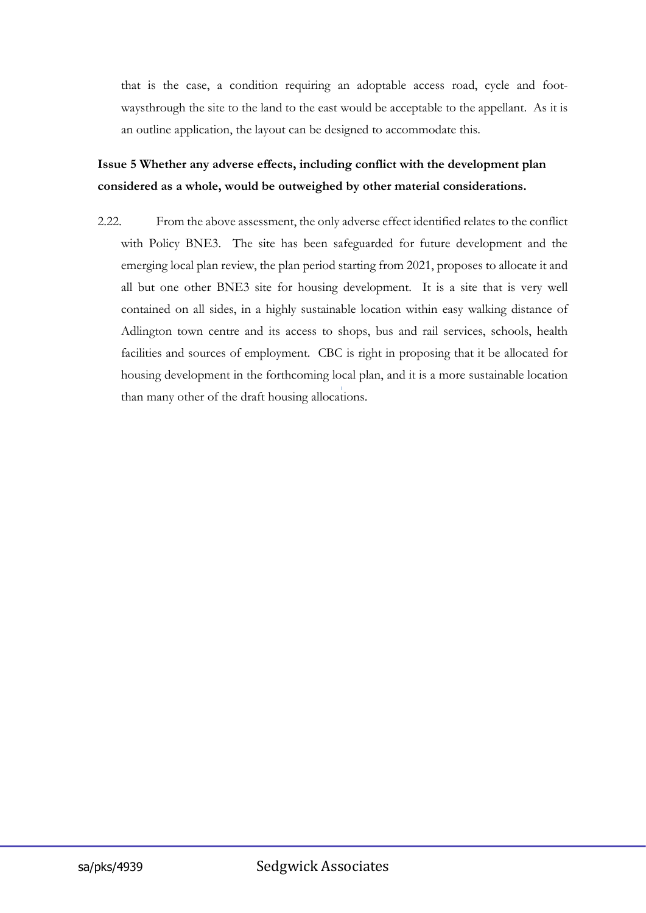that is the case, a condition requiring an adoptable access road, cycle and foot-waysthrough the site to the land to the east would be acceptable to the appellant. As it is an outline application, the layout can be designed to accommodate this.

**Issue 5 Whether any adverse effects, including conflict with the development plan considered as a whole, would be outweighed by other material considerations.**

2.22. From the above assessment, the only adverse effect identified relates to the conflict with Policy BNE3. The site has been safeguarded for future development and the emerging local plan review, the plan period starting from 2021, proposes to allocate it and all but one other BNE3 site for housing development. It is a site that is very well contained on all sides, in a highly sustainable location within easy walking distance of Adlington town centre and its access to shops, bus and rail services, schools, health facilities and sources of employment. CBC is right in proposing that it be allocated for housing development in the forthcoming local plan, and it is a more sustainable location than many other of the draft housing allocations.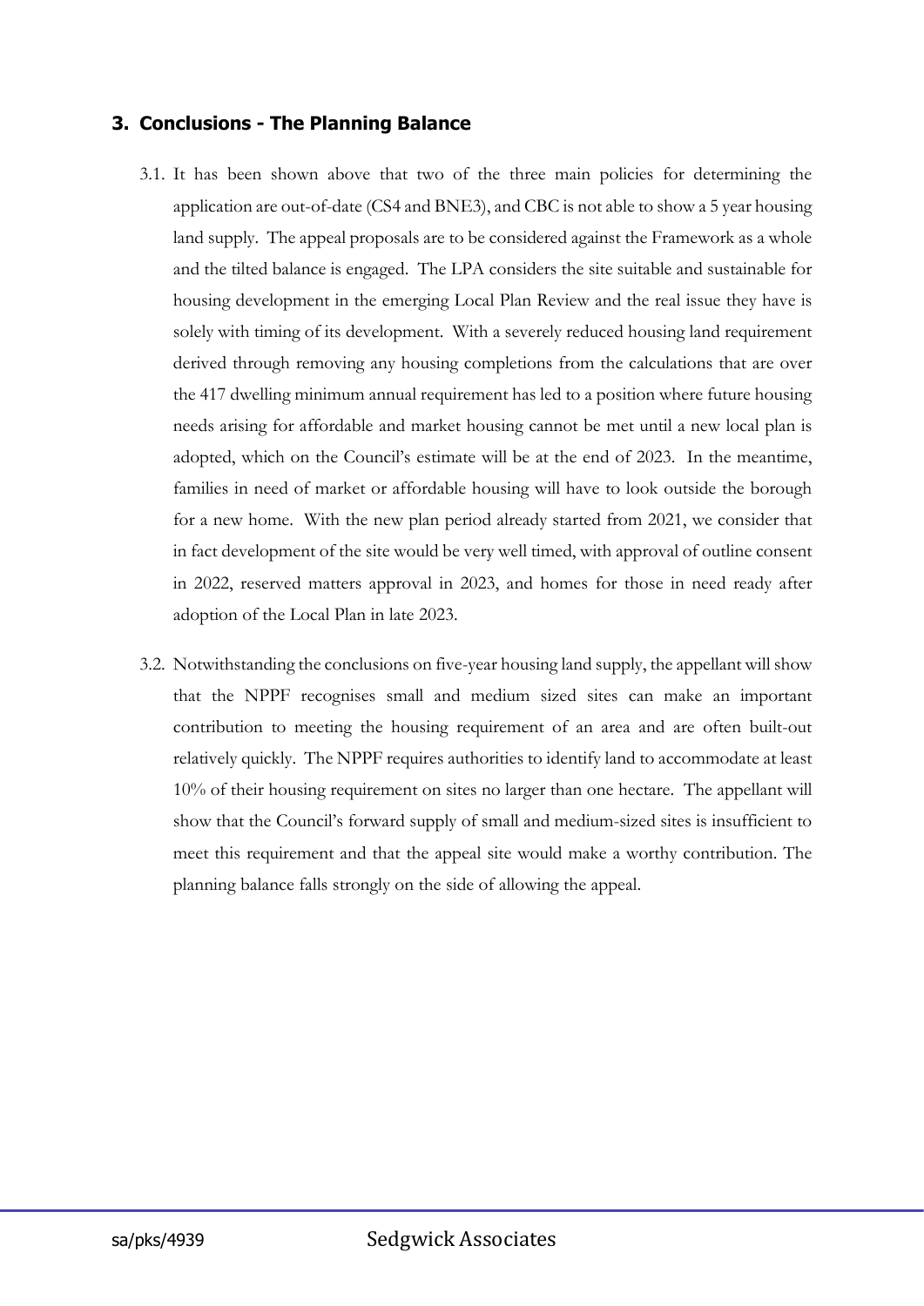## 3. Conclusions - The Planning Balance

3.1. It has been shown above that two of the three main policies for determining the application are out-of-date (CS4 and BNE3), and CBC is not able to show a 5 year housing land supply. The appeal proposals are to be considered against the Framework as a whole and the tilted balance is engaged. The LPA considers the site suitable and sustainable for housing development in the emerging Local Plan Review and the real issue they have is solely with timing of its development. With a severely reduced housing land requirement derived through removing any housing completions from the calculations that are over the 417 dwelling minimum annual requirement has led to a position where future housing needs arising for affordable and market housing cannot be met until a new local plan is adopted, which on the Council's estimate will be at the end of 2023. In the meantime, families in need of market or affordable housing will have to look outside the borough for a new home. With the new plan period already started from 2021, we consider that in fact development of the site would be very well timed, with approval of outline consent in 2022, reserved matters approval in 2023, and homes for those in need ready after adoption of the Local Plan in late 2023.

3.2. Notwithstanding the conclusions on five-year housing land supply, the appellant will show that the NPPF recognises small and medium sized sites can make an important contribution to meeting the housing requirement of an area and are often built-out relatively quickly. The NPPF requires authorities to identify land to accommodate at least 10% of their housing requirement on sites no larger than one hectare. The appellant will show that the Council's forward supply of small and medium-sized sites is insufficient to meet this requirement and that the appeal site would make a worthy contribution. The planning balance falls strongly on the side of allowing the appeal.